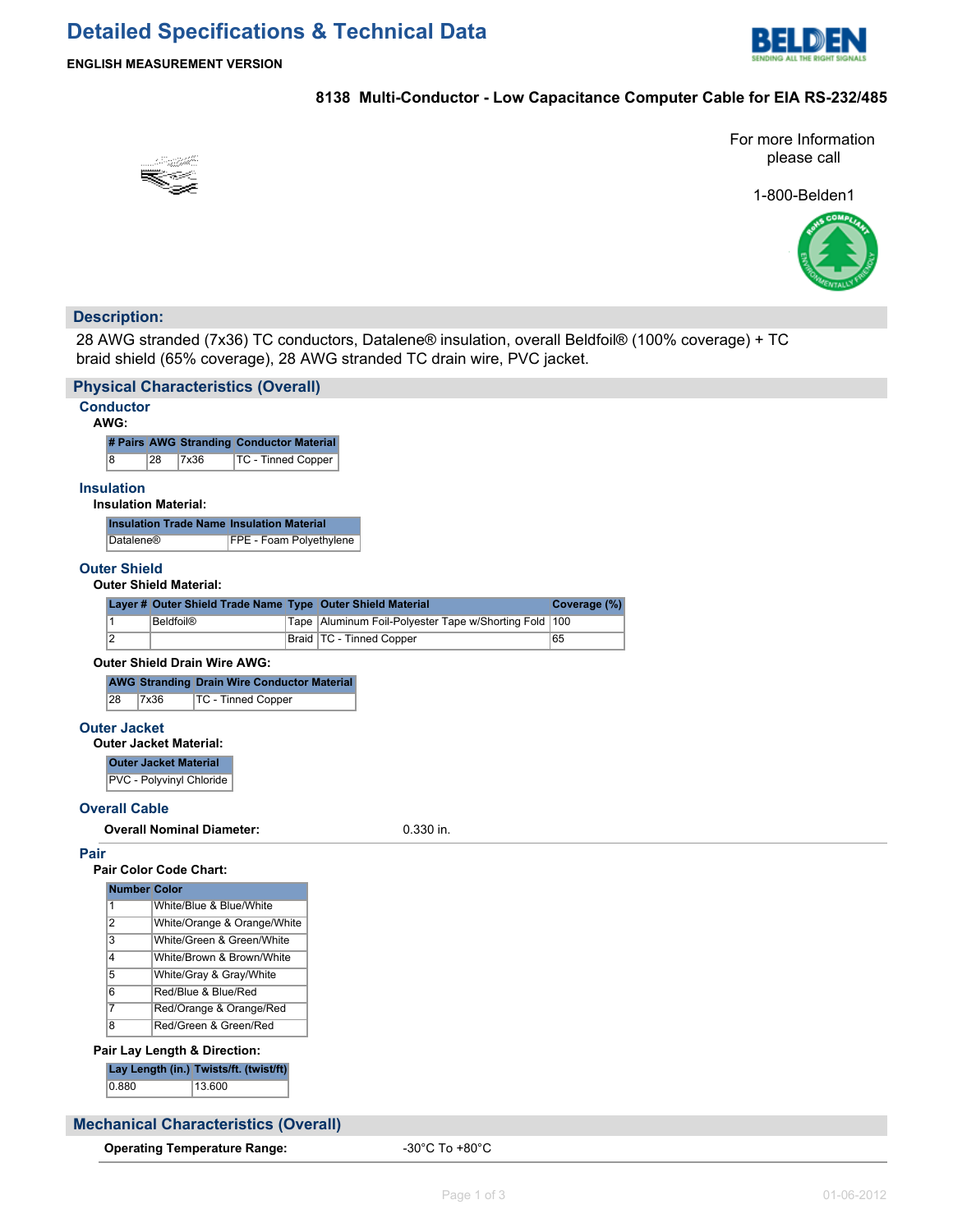# Detailed Specifications & Technical Data

**ENGLISH MEASUREMENT VERSION**

**8138 Multi-Conductor - Low Capacitance Computer Cable for EIA RS-232/485**

For more Information please call

1-800-Belden1

## Description:

28 AWG stranded (7x36) TC conductors, Datalene® insulation, overall Beldfoil® (100% coverage) + TC braid shield (65% coverage), 28 AWG stranded TC drain wire, PVC jacket.

## Physical Characteristics (Overall)

### Conductor

**AWG:**

| # Pairs | AWG | Stranding | Conductor Material |
|---|---|---|---|
| 8 | 28 | 7x36 | TC - Tinned Copper |

### Insulation

**Insulation Material:**

| Insulation Trade Name | Insulation Material |
|---|---|
| Datalene® | FPE - Foam Polyethylene |

### Outer Shield

**Outer Shield Material:**

| Layer # | Outer Shield Trade Name | Type | Outer Shield Material | Coverage (%) |
|---|---|---|---|---|
| 1 | Beldfoil® | Tape | Aluminum Foil-Polyester Tape w/Shorting Fold | 100 |
| 2 | | Braid | TC - Tinned Copper | 65 |

**Outer Shield Drain Wire AWG:**

| AWG | Stranding | Drain Wire Conductor Material |
|---|---|---|
| 28 | 7x36 | TC - Tinned Copper |

### Outer Jacket

**Outer Jacket Material:**

| Outer Jacket Material |
|---|
| PVC - Polyvinyl Chloride |

### Overall Cable

**Overall Nominal Diameter:** 0.330 in.

### Pair

**Pair Color Code Chart:**

| Number | Color |
|---|---|
| 1 | White/Blue & Blue/White |
| 2 | White/Orange & Orange/White |
| 3 | White/Green & Green/White |
| 4 | White/Brown & Brown/White |
| 5 | White/Gray & Gray/White |
| 6 | Red/Blue & Blue/Red |
| 7 | Red/Orange & Orange/Red |
| 8 | Red/Green & Green/Red |

**Pair Lay Length & Direction:**

| Lay Length (in.) | Twists/ft. (twist/ft) |
|---|---|
| 0.880 | 13.600 |

## Mechanical Characteristics (Overall)

**Operating Temperature Range:** -30°C To +80°C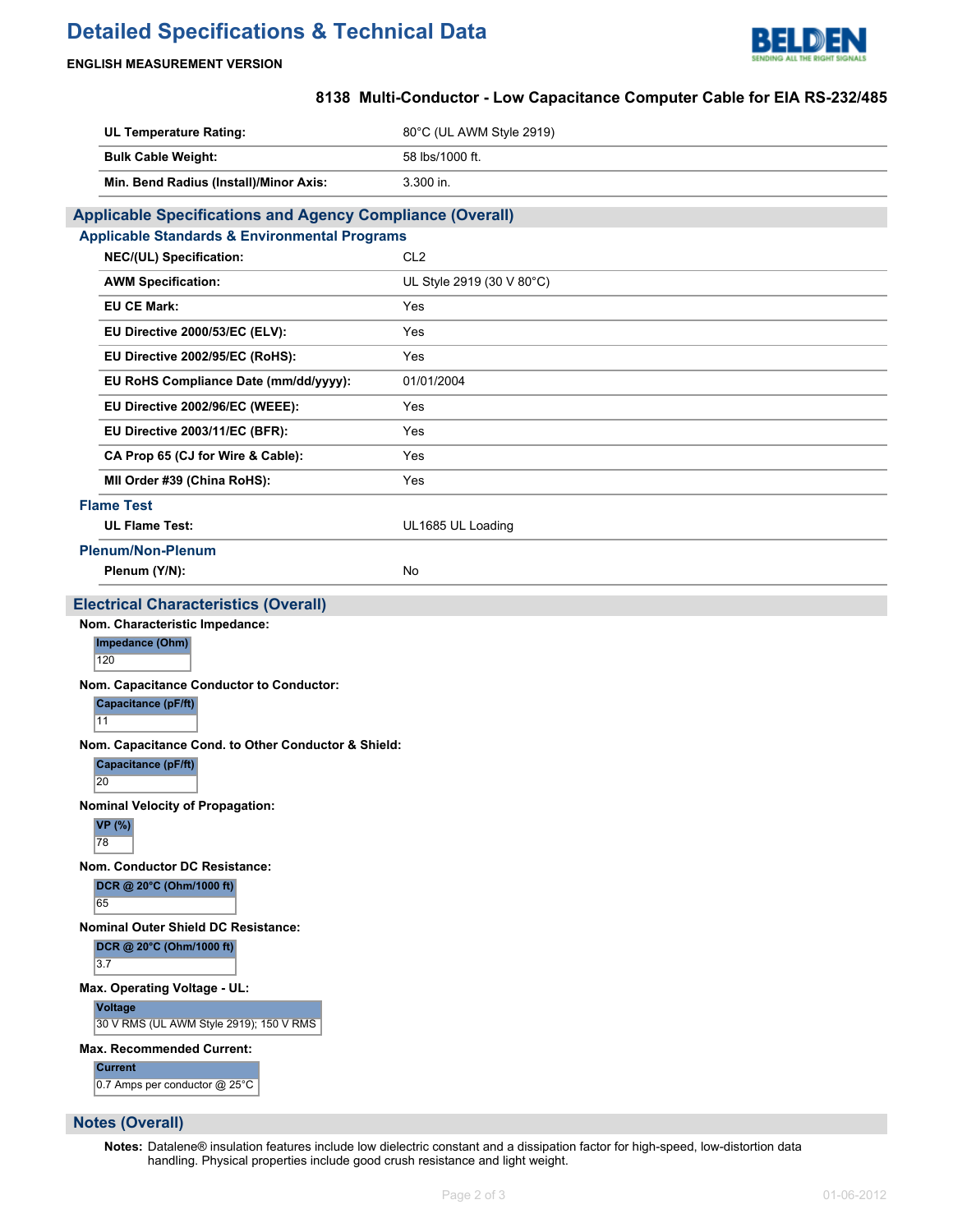| | |
|---|---|
| **UL Temperature Rating:** | 80°C (UL AWM Style 2919) |
| **Bulk Cable Weight:** | 58 lbs/1000 ft. |
| **Min. Bend Radius (Install)/Minor Axis:** | 3.300 in. |

## Applicable Specifications and Agency Compliance (Overall)

### Applicable Standards & Environmental Programs

| | |
|---|---|
| **NEC/(UL) Specification:** | CL2 |
| **AWM Specification:** | UL Style 2919 (30 V 80°C) |
| **EU CE Mark:** | Yes |
| **EU Directive 2000/53/EC (ELV):** | Yes |
| **EU Directive 2002/95/EC (RoHS):** | Yes |
| **EU RoHS Compliance Date (mm/dd/yyyy):** | 01/01/2004 |
| **EU Directive 2002/96/EC (WEEE):** | Yes |
| **EU Directive 2003/11/EC (BFR):** | Yes |
| **CA Prop 65 (CJ for Wire & Cable):** | Yes |
| **MII Order #39 (China RoHS):** | Yes |

### Flame Test

| | |
|---|---|
| **UL Flame Test:** | UL1685 UL Loading |

### Plenum/Non-Plenum

| | |
|---|---|
| **Plenum (Y/N):** | No |

## Electrical Characteristics (Overall)

**Nom. Characteristic Impedance:**

| Impedance (Ohm) |
|---|
| 120 |

**Nom. Capacitance Conductor to Conductor:**

| Capacitance (pF/ft) |
|---|
| 11 |

**Nom. Capacitance Cond. to Other Conductor & Shield:**

| Capacitance (pF/ft) |
|---|
| 20 |

**Nominal Velocity of Propagation:**

| VP (%) |
|---|
| 78 |

**Nom. Conductor DC Resistance:**

| DCR @ 20°C (Ohm/1000 ft) |
|---|
| 65 |

**Nominal Outer Shield DC Resistance:**

| DCR @ 20°C (Ohm/1000 ft) |
|---|
| 3.7 |

**Max. Operating Voltage - UL:**

| Voltage |
|---|
| 30 V RMS (UL AWM Style 2919); 150 V RMS |

**Max. Recommended Current:**

| Current |
|---|
| 0.7 Amps per conductor @ 25°C |

## Notes (Overall)

**Notes:** Datalene® insulation features include low dielectric constant and a dissipation factor for high-speed, low-distortion data handling. Physical properties include good crush resistance and light weight.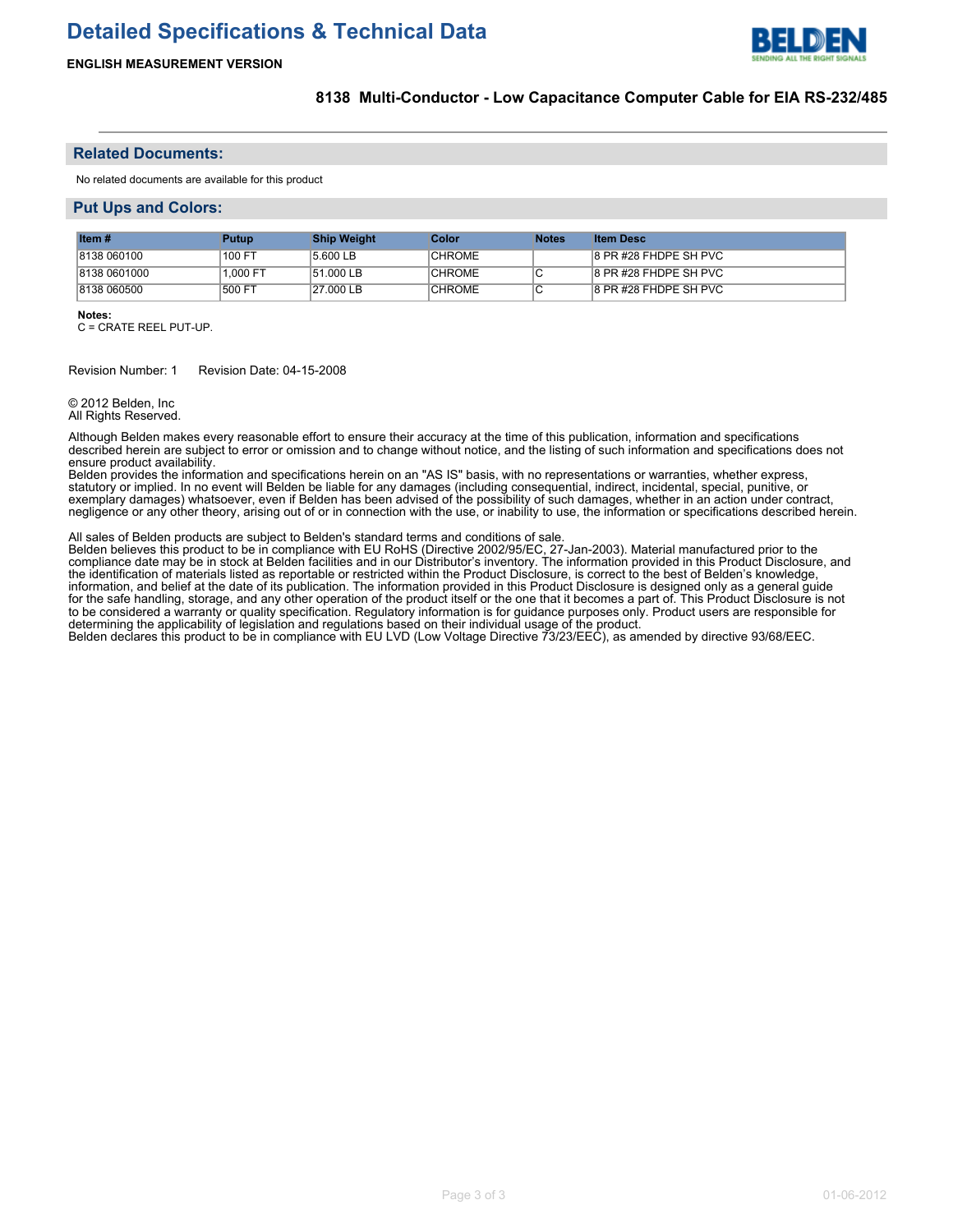# Detailed Specifications & Technical Data

**ENGLISH MEASUREMENT VERSION**

**8138 Multi-Conductor - Low Capacitance Computer Cable for EIA RS-232/485**

## Related Documents:

No related documents are available for this product

## Put Ups and Colors:

| Item # | Putup | Ship Weight | Color | Notes | Item Desc |
|---|---|---|---|---|---|
| 8138 060100 | 100 FT | 5.600 LB | CHROME | | 8 PR #28 FHDPE SH PVC |
| 8138 0601000 | 1,000 FT | 51.000 LB | CHROME | C | 8 PR #28 FHDPE SH PVC |
| 8138 060500 | 500 FT | 27.000 LB | CHROME | C | 8 PR #28 FHDPE SH PVC |

**Notes:**
C = CRATE REEL PUT-UP.

Revision Number: 1 Revision Date: 04-15-2008

© 2012 Belden, Inc
All Rights Reserved.

Although Belden makes every reasonable effort to ensure their accuracy at the time of this publication, information and specifications described herein are subject to error or omission and to change without notice, and the listing of such information and specifications does not ensure product availability.
Belden provides the information and specifications herein on an "AS IS" basis, with no representations or warranties, whether express, statutory or implied. In no event will Belden be liable for any damages (including consequential, indirect, incidental, special, punitive, or exemplary damages) whatsoever, even if Belden has been advised of the possibility of such damages, whether in an action under contract, negligence or any other theory, arising out of or in connection with the use, or inability to use, the information or specifications described herein.

All sales of Belden products are subject to Belden's standard terms and conditions of sale.
Belden believes this product to be in compliance with EU RoHS (Directive 2002/95/EC, 27-Jan-2003). Material manufactured prior to the compliance date may be in stock at Belden facilities and in our Distributor's inventory. The information provided in this Product Disclosure, and the identification of materials listed as reportable or restricted within the Product Disclosure, is correct to the best of Belden's knowledge, information, and belief at the date of its publication. The information provided in this Product Disclosure is designed only as a general guide for the safe handling, storage, and any other operation of the product itself or the one that it becomes a part of. This Product Disclosure is not to be considered a warranty or quality specification. Regulatory information is for guidance purposes only. Product users are responsible for determining the applicability of legislation and regulations based on their individual usage of the product.
Belden declares this product to be in compliance with EU LVD (Low Voltage Directive 73/23/EEC), as amended by directive 93/68/EEC.